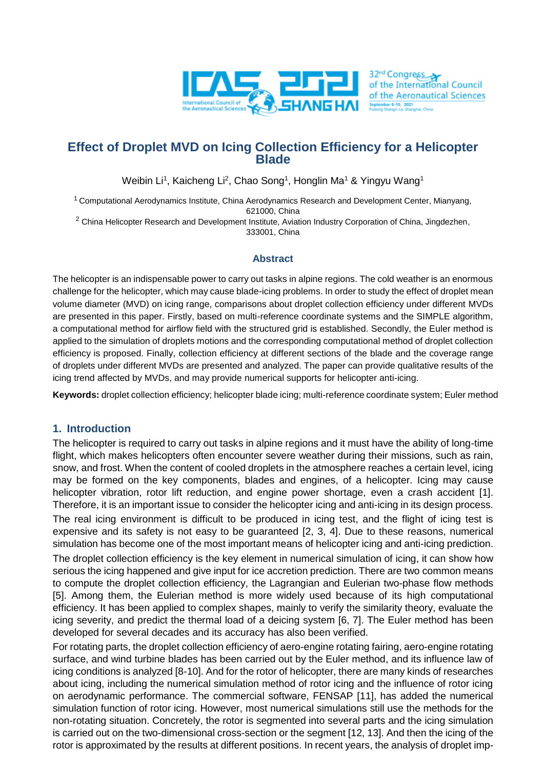# Effect of Droplet MVD on Icing Collection Efficiency for a Helicopter Blade

Weibin Li[1], Kaicheng Li[2], Chao Song[1], Honglin Ma[1] & Yingyu Wang[1]

[1] Computational Aerodynamics Institute, China Aerodynamics Research and Development Center, Mianyang, 621000, China

[2] China Helicopter Research and Development Institute, Aviation Industry Corporation of China, Jingdezhen, 333001, China

## Abstract

The helicopter is an indispensable power to carry out tasks in alpine regions. The cold weather is an enormous challenge for the helicopter, which may cause blade-icing problems. In order to study the effect of droplet mean volume diameter (MVD) on icing range, comparisons about droplet collection efficiency under different MVDs are presented in this paper. Firstly, based on multi-reference coordinate systems and the SIMPLE algorithm, a computational method for airflow field with the structured grid is established. Secondly, the Euler method is applied to the simulation of droplets motions and the corresponding computational method of droplet collection efficiency is proposed. Finally, collection efficiency at different sections of the blade and the coverage range of droplets under different MVDs are presented and analyzed. The paper can provide qualitative results of the icing trend affected by MVDs, and may provide numerical supports for helicopter anti-icing.

**Keywords:** droplet collection efficiency; helicopter blade icing; multi-reference coordinate system; Euler method

## 1. Introduction

The helicopter is required to carry out tasks in alpine regions and it must have the ability of long-time flight, which makes helicopters often encounter severe weather during their missions, such as rain, snow, and frost. When the content of cooled droplets in the atmosphere reaches a certain level, icing may be formed on the key components, blades and engines, of a helicopter. Icing may cause helicopter vibration, rotor lift reduction, and engine power shortage, even a crash accident [1]. Therefore, it is an important issue to consider the helicopter icing and anti-icing in its design process.

The real icing environment is difficult to be produced in icing test, and the flight of icing test is expensive and its safety is not easy to be guaranteed [2, 3, 4]. Due to these reasons, numerical simulation has become one of the most important means of helicopter icing and anti-icing prediction.

The droplet collection efficiency is the key element in numerical simulation of icing, it can show how serious the icing happened and give input for ice accretion prediction. There are two common means to compute the droplet collection efficiency, the Lagrangian and Eulerian two-phase flow methods [5]. Among them, the Eulerian method is more widely used because of its high computational efficiency. It has been applied to complex shapes, mainly to verify the similarity theory, evaluate the icing severity, and predict the thermal load of a deicing system [6, 7]. The Euler method has been developed for several decades and its accuracy has also been verified.

For rotating parts, the droplet collection efficiency of aero-engine rotating fairing, aero-engine rotating surface, and wind turbine blades has been carried out by the Euler method, and its influence law of icing conditions is analyzed [8-10]. And for the rotor of helicopter, there are many kinds of researches about icing, including the numerical simulation method of rotor icing and the influence of rotor icing on aerodynamic performance. The commercial software, FENSAP [11], has added the numerical simulation function of rotor icing. However, most numerical simulations still use the methods for the non-rotating situation. Concretely, the rotor is segmented into several parts and the icing simulation is carried out on the two-dimensional cross-section or the segment [12, 13]. And then the icing of the rotor is approximated by the results at different positions. In recent years, the analysis of droplet imp-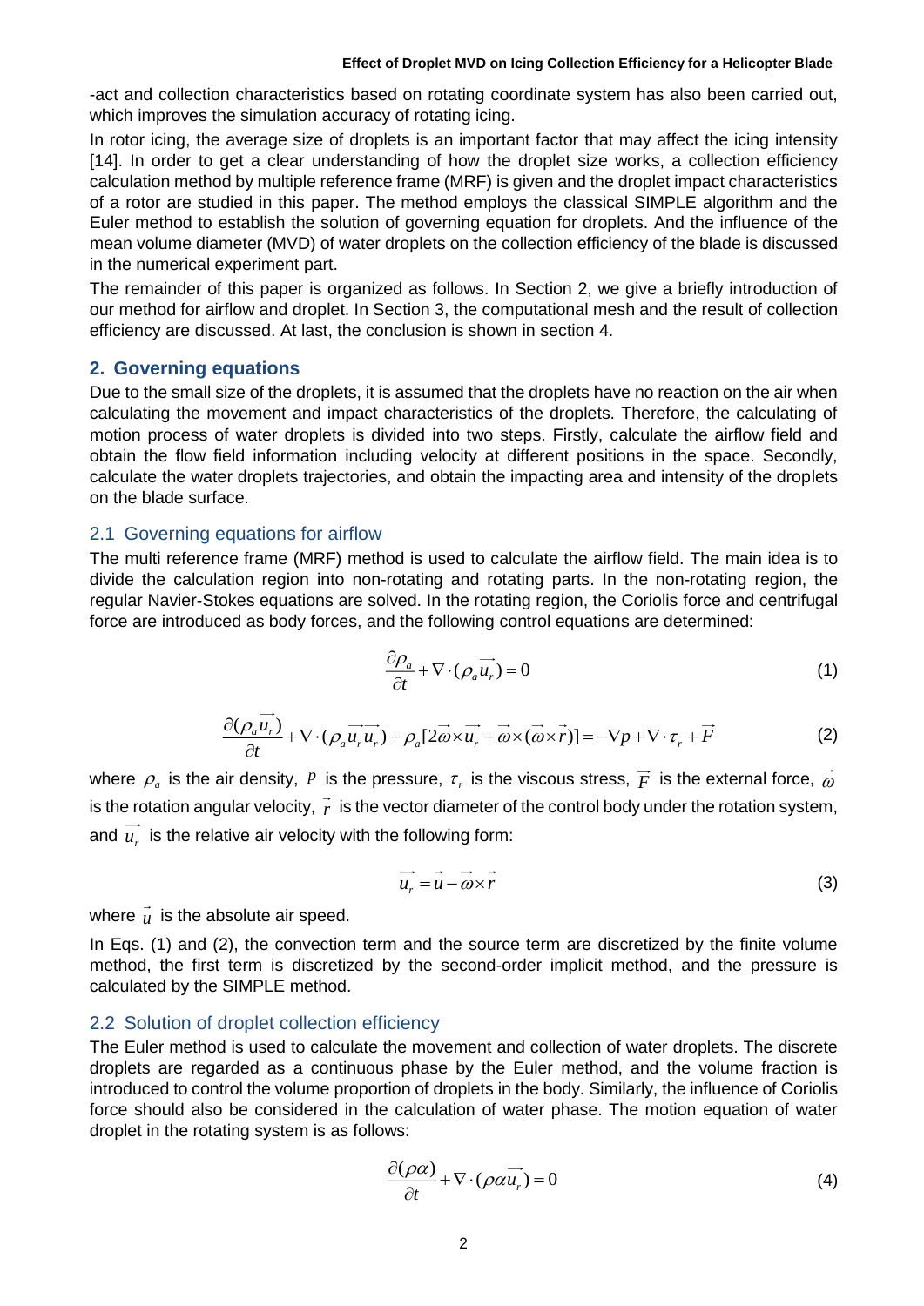-act and collection characteristics based on rotating coordinate system has also been carried out, which improves the simulation accuracy of rotating icing.

In rotor icing, the average size of droplets is an important factor that may affect the icing intensity [14]. In order to get a clear understanding of how the droplet size works, a collection efficiency calculation method by multiple reference frame (MRF) is given and the droplet impact characteristics of a rotor are studied in this paper. The method employs the classical SIMPLE algorithm and the Euler method to establish the solution of governing equation for droplets. And the influence of the mean volume diameter (MVD) of water droplets on the collection efficiency of the blade is discussed in the numerical experiment part.

The remainder of this paper is organized as follows. In Section 2, we give a briefly introduction of our method for airflow and droplet. In Section 3, the computational mesh and the result of collection efficiency are discussed. At last, the conclusion is shown in section 4.

## 2. Governing equations

Due to the small size of the droplets, it is assumed that the droplets have no reaction on the air when calculating the movement and impact characteristics of the droplets. Therefore, the calculating of motion process of water droplets is divided into two steps. Firstly, calculate the airflow field and obtain the flow field information including velocity at different positions in the space. Secondly, calculate the water droplets trajectories, and obtain the impacting area and intensity of the droplets on the blade surface.

### 2.1 Governing equations for airflow

The multi reference frame (MRF) method is used to calculate the airflow field. The main idea is to divide the calculation region into non-rotating and rotating parts. In the non-rotating region, the regular Navier-Stokes equations are solved. In the rotating region, the Coriolis force and centrifugal force are introduced as body forces, and the following control equations are determined:

$$\frac{\partial \rho_a}{\partial t} + \nabla \cdot (\rho_a \overrightarrow{u_r}) = 0 \tag{1}$$

$$\frac{\partial (\rho_a \overrightarrow{u_r})}{\partial t} + \nabla \cdot (\rho_a \overrightarrow{u_r} \overrightarrow{u_r}) + \rho_a [2\vec{\omega} \times \overrightarrow{u_r} + \vec{\omega} \times (\vec{\omega} \times \vec{r})] = -\nabla p + \nabla \cdot \tau_r + \vec{F} \tag{2}$$

where $\rho_a$ is the air density, $p$ is the pressure, $\tau_r$ is the viscous stress, $\vec{F}$ is the external force, $\vec{\omega}$ is the rotation angular velocity, $\vec{r}$ is the vector diameter of the control body under the rotation system, and $\overrightarrow{u_r}$ is the relative air velocity with the following form:

$$\overrightarrow{u_r} = \vec{u} - \vec{\omega} \times \vec{r} \tag{3}$$

where $\vec{u}$ is the absolute air speed.

In Eqs. (1) and (2), the convection term and the source term are discretized by the finite volume method, the first term is discretized by the second-order implicit method, and the pressure is calculated by the SIMPLE method.

### 2.2 Solution of droplet collection efficiency

The Euler method is used to calculate the movement and collection of water droplets. The discrete droplets are regarded as a continuous phase by the Euler method, and the volume fraction is introduced to control the volume proportion of droplets in the body. Similarly, the influence of Coriolis force should also be considered in the calculation of water phase. The motion equation of water droplet in the rotating system is as follows:

$$\frac{\partial (\rho \alpha)}{\partial t} + \nabla \cdot (\rho \alpha \overrightarrow{u_r}) = 0 \tag{4}$$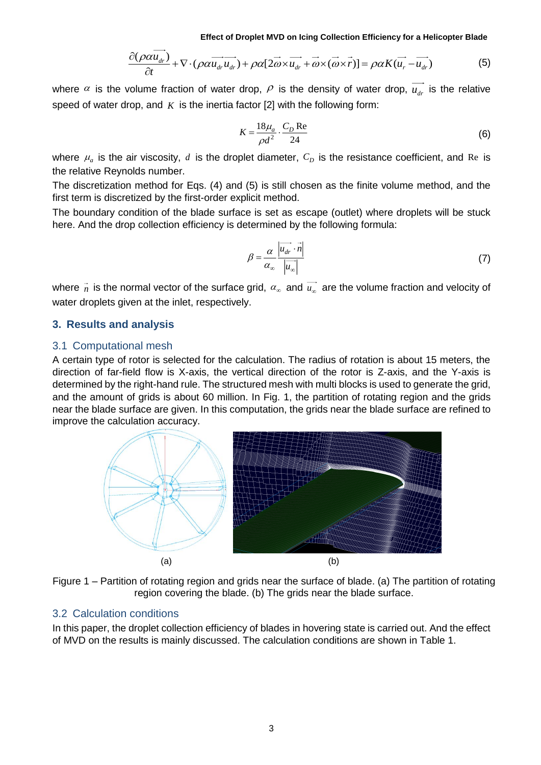$$\frac{\partial(\rho\alpha\overrightarrow{u_{dr}})}{\partial t}+\nabla\cdot(\rho\alpha\overrightarrow{u_{dr}}\overrightarrow{u_{dr}})+\rho\alpha[2\vec{\omega}\times\overrightarrow{u_{dr}}+\vec{\omega}\times(\vec{\omega}\times\vec{r})]=\rho\alpha K(\overrightarrow{u_r}-\overrightarrow{u_{dr}}) \tag{5}$$

where $\alpha$ is the volume fraction of water drop, $\rho$ is the density of water drop, $\overrightarrow{u_{dr}}$ is the relative speed of water drop, and $K$ is the inertia factor [2] with the following form:

$$K=\frac{18\mu_a}{\rho d^2}\cdot\frac{C_D\,\mathrm{Re}}{24} \tag{6}$$

where $\mu_a$ is the air viscosity, $d$ is the droplet diameter, $C_D$ is the resistance coefficient, and $\mathrm{Re}$ is the relative Reynolds number.

The discretization method for Eqs. (4) and (5) is still chosen as the finite volume method, and the first term is discretized by the first-order explicit method.

The boundary condition of the blade surface is set as escape (outlet) where droplets will be stuck here. And the drop collection efficiency is determined by the following formula:

$$\beta=\frac{\alpha}{\alpha_\infty}\frac{\left|\overrightarrow{u_{dr}}\cdot\vec{n}\right|}{\left|\overrightarrow{u_\infty}\right|} \tag{7}$$

where $\vec{n}$ is the normal vector of the surface grid, $\alpha_\infty$ and $\overrightarrow{u_\infty}$ are the volume fraction and velocity of water droplets given at the inlet, respectively.

## 3. Results and analysis

### 3.1 Computational mesh

A certain type of rotor is selected for the calculation. The radius of rotation is about 15 meters, the direction of far-field flow is X-axis, the vertical direction of the rotor is Z-axis, and the Y-axis is determined by the right-hand rule. The structured mesh with multi blocks is used to generate the grid, and the amount of grids is about 60 million. In Fig. 1, the partition of rotating region and the grids near the blade surface are given. In this computation, the grids near the blade surface are refined to improve the calculation accuracy.

(a)

(b)

Figure 1 – Partition of rotating region and grids near the surface of blade. (a) The partition of rotating region covering the blade. (b) The grids near the blade surface.

### 3.2 Calculation conditions

In this paper, the droplet collection efficiency of blades in hovering state is carried out. And the effect of MVD on the results is mainly discussed. The calculation conditions are shown in Table 1.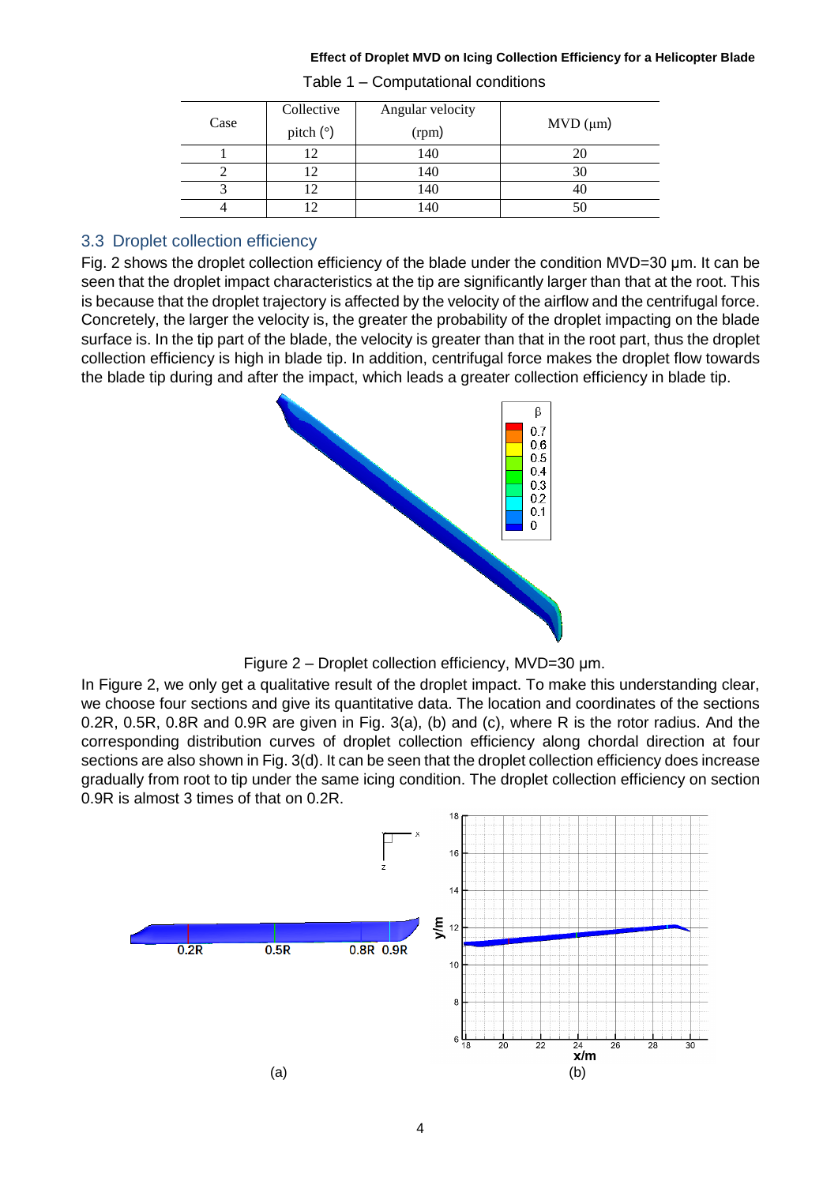Table 1 – Computational conditions

| Case | Collective pitch (°) | Angular velocity (rpm) | MVD (μm) |
|---|---|---|---|
| 1 | 12 | 140 | 20 |
| 2 | 12 | 140 | 30 |
| 3 | 12 | 140 | 40 |
| 4 | 12 | 140 | 50 |

### 3.3 Droplet collection efficiency

Fig. 2 shows the droplet collection efficiency of the blade under the condition MVD=30 μm. It can be seen that the droplet impact characteristics at the tip are significantly larger than that at the root. This is because that the droplet trajectory is affected by the velocity of the airflow and the centrifugal force. Concretely, the larger the velocity is, the greater the probability of the droplet impacting on the blade surface is. In the tip part of the blade, the velocity is greater than that in the root part, thus the droplet collection efficiency is high in blade tip. In addition, centrifugal force makes the droplet flow towards the blade tip during and after the impact, which leads a greater collection efficiency in blade tip.

β
0.7
0.6
0.5
0.4
0.3
0.2
0.1
0

Figure 2 – Droplet collection efficiency, MVD=30 μm.

In Figure 2, we only get a qualitative result of the droplet impact. To make this understanding clear, we choose four sections and give its quantitative data. The location and coordinates of the sections 0.2R, 0.5R, 0.8R and 0.9R are given in Fig. 3(a), (b) and (c), where R is the rotor radius. And the corresponding distribution curves of droplet collection efficiency along chordal direction at four sections are also shown in Fig. 3(d). It can be seen that the droplet collection efficiency does increase gradually from root to tip under the same icing condition. The droplet collection efficiency on section 0.9R is almost 3 times of that on 0.2R.

x
z
0.2R
0.5R
0.8R 0.9R

(a)

y/m
18
16
14
12
10
8
6
x/m
18
20
22
24
26
28
30

(b)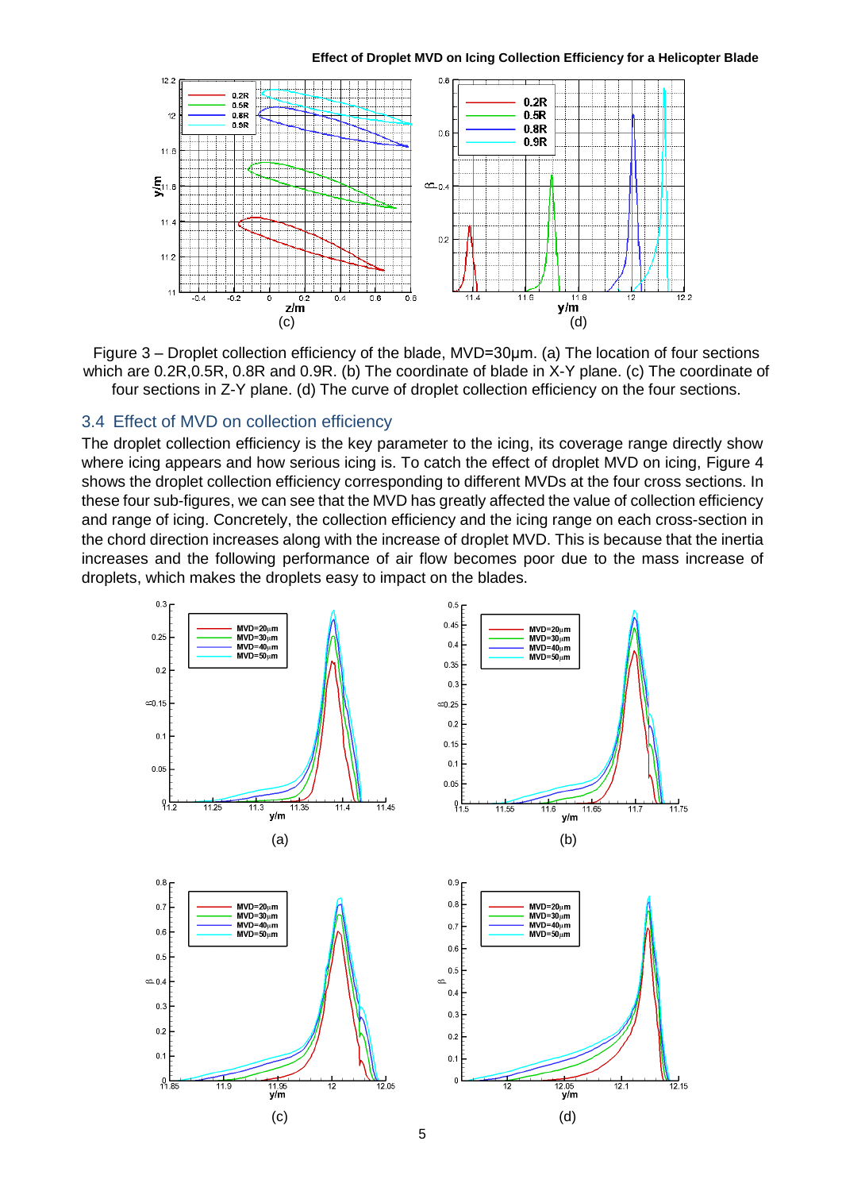(c) (d)

Figure 3 – Droplet collection efficiency of the blade, MVD=30μm. (a) The location of four sections which are 0.2R,0.5R, 0.8R and 0.9R. (b) The coordinate of blade in X-Y plane. (c) The coordinate of four sections in Z-Y plane. (d) The curve of droplet collection efficiency on the four sections.

## 3.4 Effect of MVD on collection efficiency

The droplet collection efficiency is the key parameter to the icing, its coverage range directly show where icing appears and how serious icing is. To catch the effect of droplet MVD on icing, Figure 4 shows the droplet collection efficiency corresponding to different MVDs at the four cross sections. In these four sub-figures, we can see that the MVD has greatly affected the value of collection efficiency and range of icing. Concretely, the collection efficiency and the icing range on each cross-section in the chord direction increases along with the increase of droplet MVD. This is because that the inertia increases and the following performance of air flow becomes poor due to the mass increase of droplets, which makes the droplets easy to impact on the blades.

(a) (b)

(c) (d)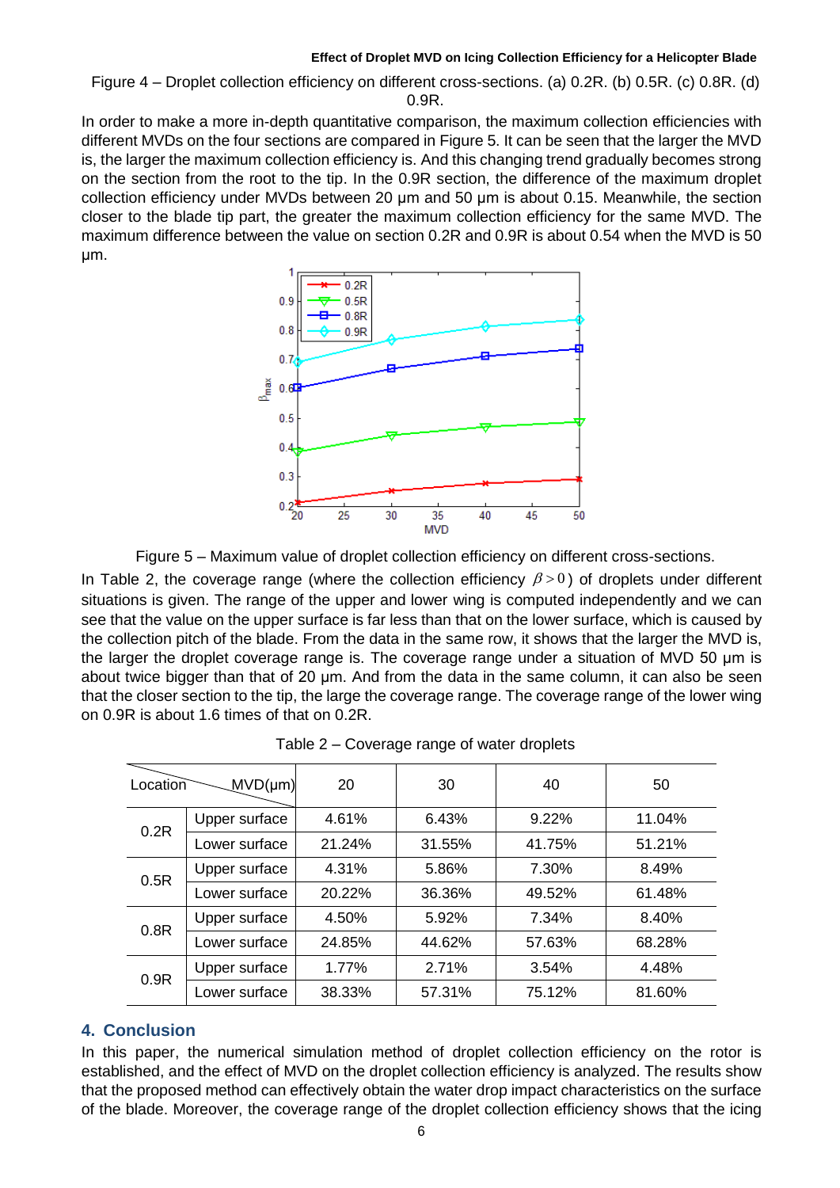Figure 4 – Droplet collection efficiency on different cross-sections. (a) 0.2R. (b) 0.5R. (c) 0.8R. (d) 0.9R.

In order to make a more in-depth quantitative comparison, the maximum collection efficiencies with different MVDs on the four sections are compared in Figure 5. It can be seen that the larger the MVD is, the larger the maximum collection efficiency is. And this changing trend gradually becomes strong on the section from the root to the tip. In the 0.9R section, the difference of the maximum droplet collection efficiency under MVDs between 20 μm and 50 μm is about 0.15. Meanwhile, the section closer to the blade tip part, the greater the maximum collection efficiency for the same MVD. The maximum difference between the value on section 0.2R and 0.9R is about 0.54 when the MVD is 50 μm.

0.2R
0.5R
0.8R
0.9R
$\beta_{max}$
0.2
0.3
0.4
0.5
0.6
0.7
0.8
0.9
1
20
25
30
35
40
45
50
MVD

Figure 5 – Maximum value of droplet collection efficiency on different cross-sections.

In Table 2, the coverage range (where the collection efficiency $\beta > 0$) of droplets under different situations is given. The range of the upper and lower wing is computed independently and we can see that the value on the upper surface is far less than that on the lower surface, which is caused by the collection pitch of the blade. From the data in the same row, it shows that the larger the MVD is, the larger the droplet coverage range is. The coverage range under a situation of MVD 50 μm is about twice bigger than that of 20 μm. And from the data in the same column, it can also be seen that the closer section to the tip, the large the coverage range. The coverage range of the lower wing on 0.9R is about 1.6 times of that on 0.2R.

Table 2 – Coverage range of water droplets

| Location \ MVD(μm) | | 20 | 30 | 40 | 50 |
|---|---|---|---|---|---|
| 0.2R | Upper surface | 4.61% | 6.43% | 9.22% | 11.04% |
| | Lower surface | 21.24% | 31.55% | 41.75% | 51.21% |
| 0.5R | Upper surface | 4.31% | 5.86% | 7.30% | 8.49% |
| | Lower surface | 20.22% | 36.36% | 49.52% | 61.48% |
| 0.8R | Upper surface | 4.50% | 5.92% | 7.34% | 8.40% |
| | Lower surface | 24.85% | 44.62% | 57.63% | 68.28% |
| 0.9R | Upper surface | 1.77% | 2.71% | 3.54% | 4.48% |
| | Lower surface | 38.33% | 57.31% | 75.12% | 81.60% |

## 4. Conclusion

In this paper, the numerical simulation method of droplet collection efficiency on the rotor is established, and the effect of MVD on the droplet collection efficiency is analyzed. The results show that the proposed method can effectively obtain the water drop impact characteristics on the surface of the blade. Moreover, the coverage range of the droplet collection efficiency shows that the icing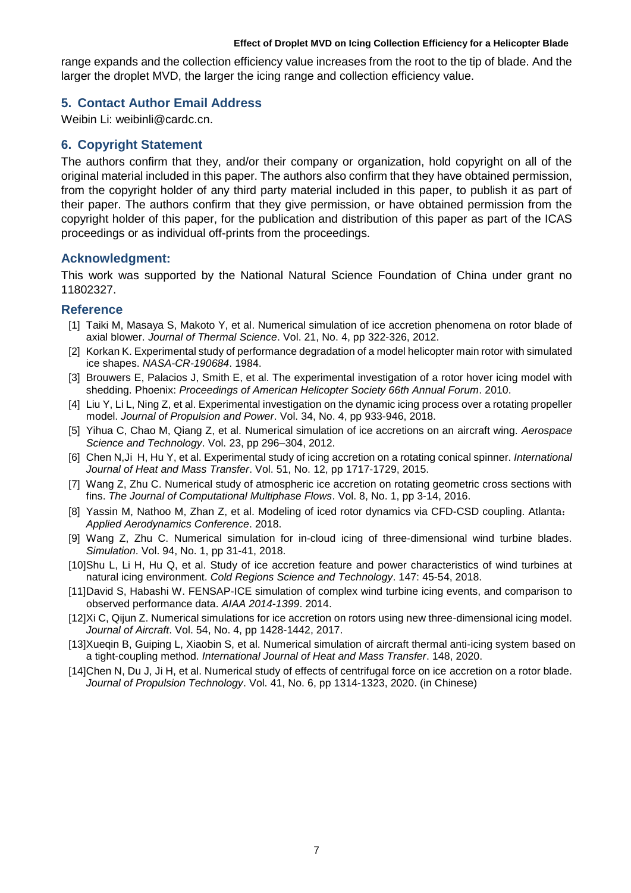range expands and the collection efficiency value increases from the root to the tip of blade. And the larger the droplet MVD, the larger the icing range and collection efficiency value.

## 5. Contact Author Email Address

Weibin Li: weibinli@cardc.cn.

## 6. Copyright Statement

The authors confirm that they, and/or their company or organization, hold copyright on all of the original material included in this paper. The authors also confirm that they have obtained permission, from the copyright holder of any third party material included in this paper, to publish it as part of their paper. The authors confirm that they give permission, or have obtained permission from the copyright holder of this paper, for the publication and distribution of this paper as part of the ICAS proceedings or as individual off-prints from the proceedings.

## Acknowledgment:

This work was supported by the National Natural Science Foundation of China under grant no 11802327.

## Reference

[1] Taiki M, Masaya S, Makoto Y, et al. Numerical simulation of ice accretion phenomena on rotor blade of axial blower. *Journal of Thermal Science*. Vol. 21, No. 4, pp 322-326, 2012.

[2] Korkan K. Experimental study of performance degradation of a model helicopter main rotor with simulated ice shapes. *NASA-CR-190684*. 1984.

[3] Brouwers E, Palacios J, Smith E, et al. The experimental investigation of a rotor hover icing model with shedding. Phoenix: *Proceedings of American Helicopter Society 66th Annual Forum*. 2010.

[4] Liu Y, Li L, Ning Z, et al. Experimental investigation on the dynamic icing process over a rotating propeller model. *Journal of Propulsion and Power*. Vol. 34, No. 4, pp 933-946, 2018.

[5] Yihua C, Chao M, Qiang Z, et al. Numerical simulation of ice accretions on an aircraft wing. *Aerospace Science and Technology*. Vol. 23, pp 296–304, 2012.

[6] Chen N,Ji H, Hu Y, et al. Experimental study of icing accretion on a rotating conical spinner. *International Journal of Heat and Mass Transfer*. Vol. 51, No. 12, pp 1717-1729, 2015.

[7] Wang Z, Zhu C. Numerical study of atmospheric ice accretion on rotating geometric cross sections with fins. *The Journal of Computational Multiphase Flows*. Vol. 8, No. 1, pp 3-14, 2016.

[8] Yassin M, Nathoo M, Zhan Z, et al. Modeling of iced rotor dynamics via CFD-CSD coupling. Atlanta: *Applied Aerodynamics Conference*. 2018.

[9] Wang Z, Zhu C. Numerical simulation for in-cloud icing of three-dimensional wind turbine blades. *Simulation*. Vol. 94, No. 1, pp 31-41, 2018.

[10]Shu L, Li H, Hu Q, et al. Study of ice accretion feature and power characteristics of wind turbines at natural icing environment. *Cold Regions Science and Technology*. 147: 45-54, 2018.

[11]David S, Habashi W. FENSAP-ICE simulation of complex wind turbine icing events, and comparison to observed performance data. *AIAA 2014-1399*. 2014.

[12]Xi C, Qijun Z. Numerical simulations for ice accretion on rotors using new three-dimensional icing model. *Journal of Aircraft*. Vol. 54, No. 4, pp 1428-1442, 2017.

[13]Xueqin B, Guiping L, Xiaobin S, et al. Numerical simulation of aircraft thermal anti-icing system based on a tight-coupling method. *International Journal of Heat and Mass Transfer*. 148, 2020.

[14]Chen N, Du J, Ji H, et al. Numerical study of effects of centrifugal force on ice accretion on a rotor blade. *Journal of Propulsion Technology*. Vol. 41, No. 6, pp 1314-1323, 2020. (in Chinese)